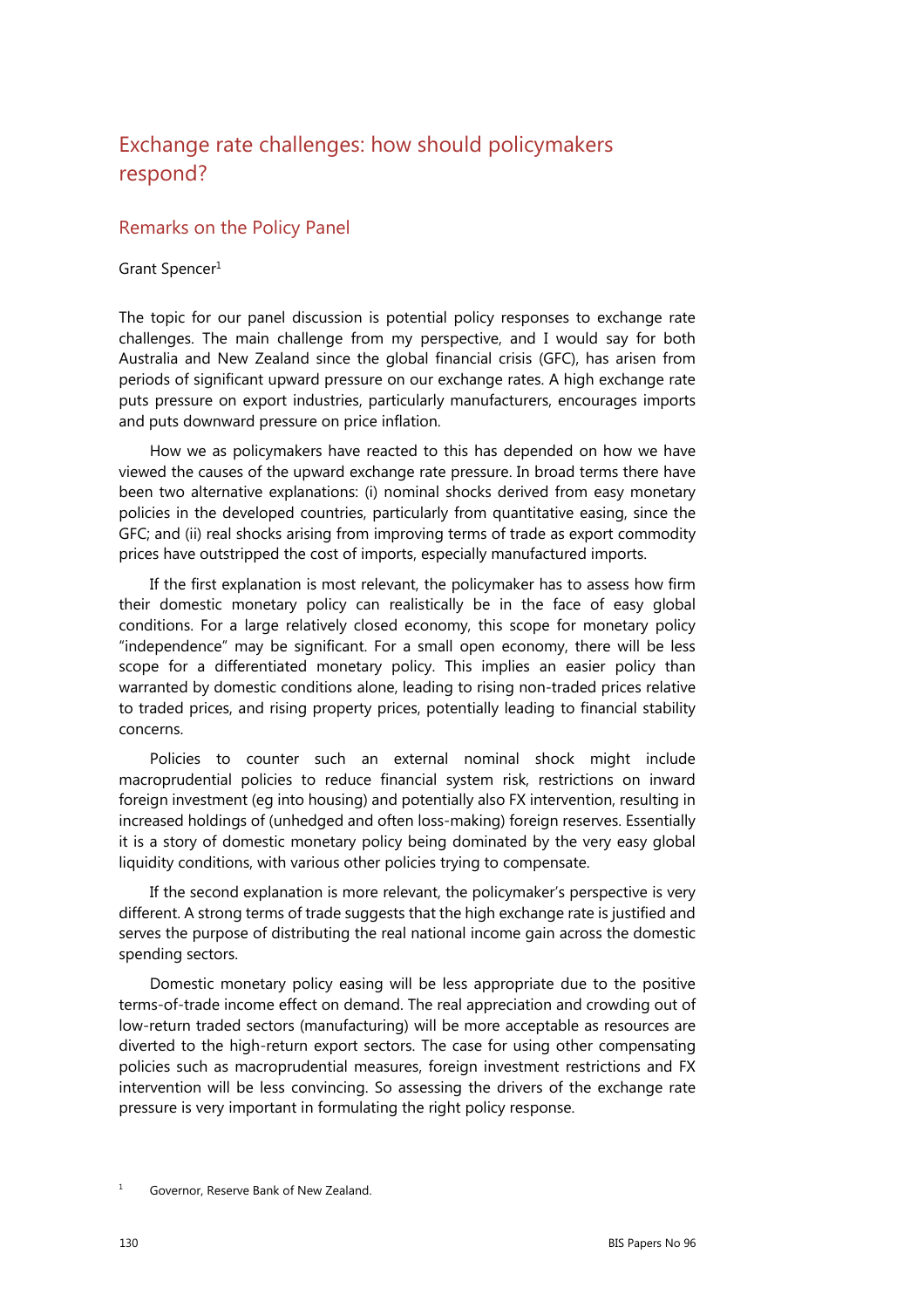# Exchange rate challenges: how should policymakers respond?

## Remarks on the Policy Panel

Grant Spencer[1]

The topic for our panel discussion is potential policy responses to exchange rate challenges. The main challenge from my perspective, and I would say for both Australia and New Zealand since the global financial crisis (GFC), has arisen from periods of significant upward pressure on our exchange rates. A high exchange rate puts pressure on export industries, particularly manufacturers, encourages imports and puts downward pressure on price inflation.

How we as policymakers have reacted to this has depended on how we have viewed the causes of the upward exchange rate pressure. In broad terms there have been two alternative explanations: (i) nominal shocks derived from easy monetary policies in the developed countries, particularly from quantitative easing, since the GFC; and (ii) real shocks arising from improving terms of trade as export commodity prices have outstripped the cost of imports, especially manufactured imports.

If the first explanation is most relevant, the policymaker has to assess how firm their domestic monetary policy can realistically be in the face of easy global conditions. For a large relatively closed economy, this scope for monetary policy "independence" may be significant. For a small open economy, there will be less scope for a differentiated monetary policy. This implies an easier policy than warranted by domestic conditions alone, leading to rising non-traded prices relative to traded prices, and rising property prices, potentially leading to financial stability concerns.

Policies to counter such an external nominal shock might include macroprudential policies to reduce financial system risk, restrictions on inward foreign investment (eg into housing) and potentially also FX intervention, resulting in increased holdings of (unhedged and often loss-making) foreign reserves. Essentially it is a story of domestic monetary policy being dominated by the very easy global liquidity conditions, with various other policies trying to compensate.

If the second explanation is more relevant, the policymaker's perspective is very different. A strong terms of trade suggests that the high exchange rate is justified and serves the purpose of distributing the real national income gain across the domestic spending sectors.

Domestic monetary policy easing will be less appropriate due to the positive terms-of-trade income effect on demand. The real appreciation and crowding out of low-return traded sectors (manufacturing) will be more acceptable as resources are diverted to the high-return export sectors. The case for using other compensating policies such as macroprudential measures, foreign investment restrictions and FX intervention will be less convincing. So assessing the drivers of the exchange rate pressure is very important in formulating the right policy response.

[1] Governor, Reserve Bank of New Zealand.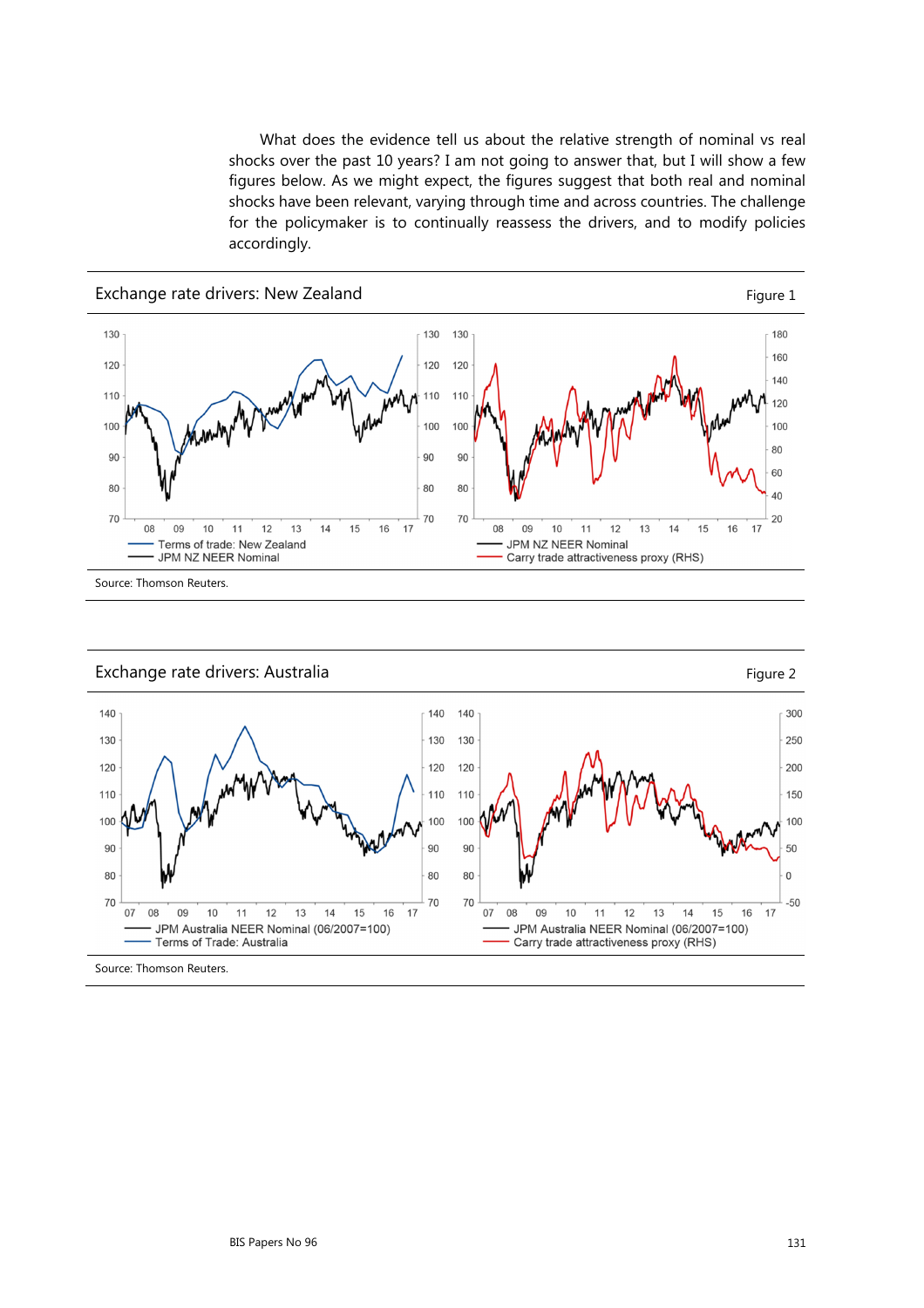What does the evidence tell us about the relative strength of nominal vs real shocks over the past 10 years? I am not going to answer that, but I will show a few figures below. As we might expect, the figures suggest that both real and nominal shocks have been relevant, varying through time and across countries. The challenge for the policymaker is to continually reassess the drivers, and to modify policies accordingly.

**Exchange rate drivers: New Zealand** — Figure 1

Source: Thomson Reuters.

**Exchange rate drivers: Australia** — Figure 2

Source: Thomson Reuters.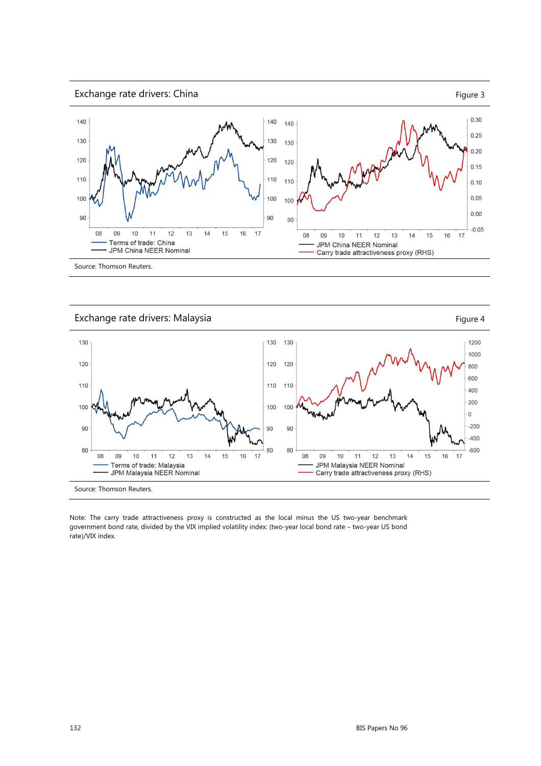## Exchange rate drivers: China

Figure 3

140
130
120
110
100
90
08 09 10 11 12 13 14 15 16 17
140
130
120
110
100
90
Terms of trade: China
JPM China NEER Nominal

140
130
120
110
100
90
08 09 10 11 12 13 14 15 16 17
0.30
0.25
0.20
0.15
0.10
0.05
0.00
-0.05
JPM China NEER Nominal
Carry trade attractiveness proxy (RHS)

Source: Thomson Reuters.

## Exchange rate drivers: Malaysia

Figure 4

130
120
110
100
90
80
08 09 10 11 12 13 14 15 16 17
130
120
110
100
90
80
Terms of trade: Malaysia
JPM Malaysia NEER Nominal

130
120
110
100
90
80
08 09 10 11 12 13 14 15 16 17
1200
1000
800
600
400
200
0
-200
-400
-600
JPM Malaysia NEER Nominal
Carry trade attractiveness proxy (RHS)

Source: Thomson Reuters.

Note: The carry trade attractiveness proxy is constructed as the local minus the US two-year benchmark government bond rate, divided by the VIX implied volatility index: (two-year local bond rate – two-year US bond rate)/VIX index.